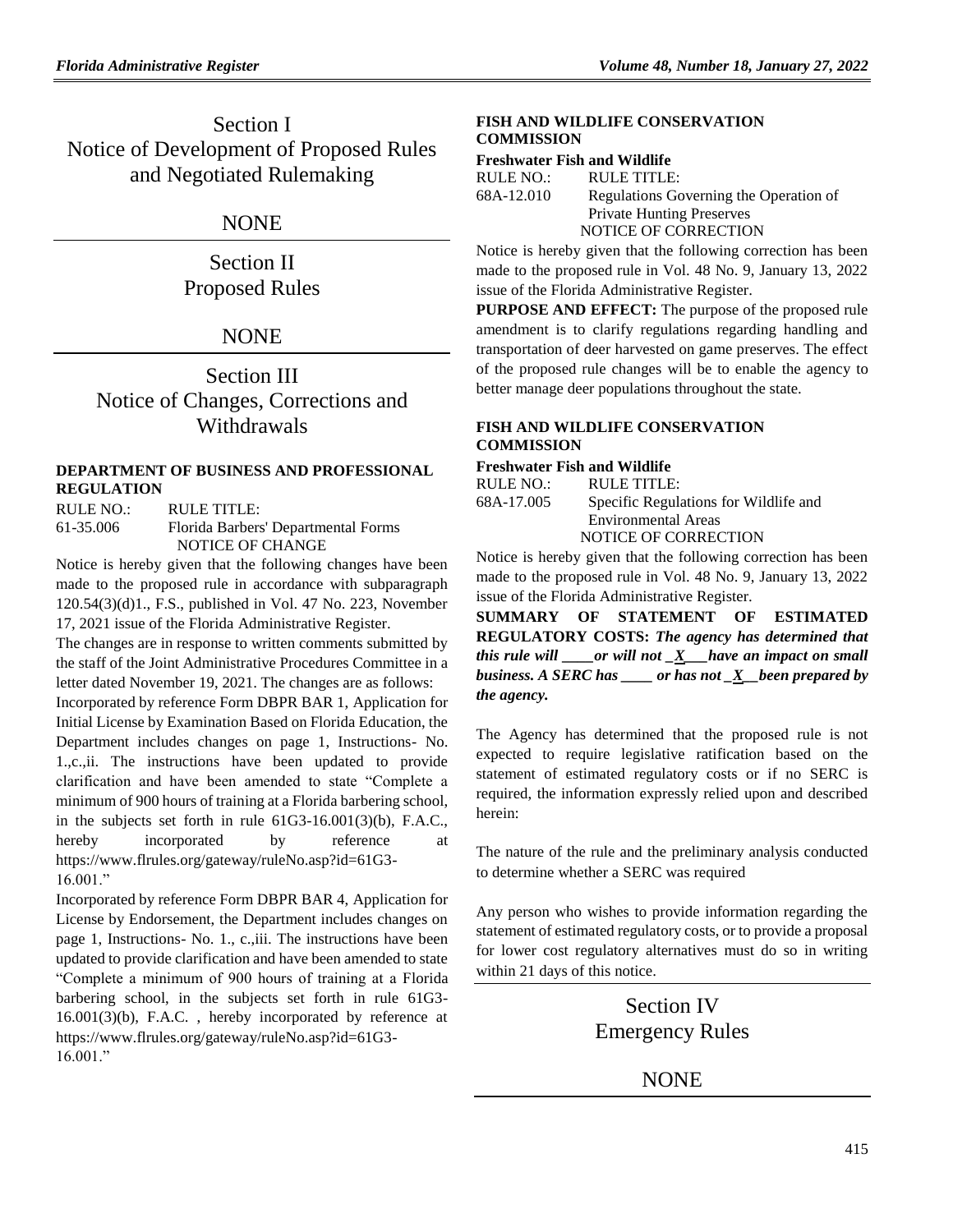# Section I
# Notice of Development of Proposed Rules and Negotiated Rulemaking

## NONE

# Section II
# Proposed Rules

## NONE

# Section III
# Notice of Changes, Corrections and Withdrawals

### DEPARTMENT OF BUSINESS AND PROFESSIONAL REGULATION

RULE NO.: RULE TITLE:
61-35.006 Florida Barbers' Departmental Forms

NOTICE OF CHANGE

Notice is hereby given that the following changes have been made to the proposed rule in accordance with subparagraph 120.54(3)(d)1., F.S., published in Vol. 47 No. 223, November 17, 2021 issue of the Florida Administrative Register.

The changes are in response to written comments submitted by the staff of the Joint Administrative Procedures Committee in a letter dated November 19, 2021. The changes are as follows:

Incorporated by reference Form DBPR BAR 1, Application for Initial License by Examination Based on Florida Education, the Department includes changes on page 1, Instructions- No. 1.,c.,ii. The instructions have been updated to provide clarification and have been amended to state "Complete a minimum of 900 hours of training at a Florida barbering school, in the subjects set forth in rule 61G3-16.001(3)(b), F.A.C., hereby incorporated by reference at https://www.flrules.org/gateway/ruleNo.asp?id=61G3-16.001."

Incorporated by reference Form DBPR BAR 4, Application for License by Endorsement, the Department includes changes on page 1, Instructions- No. 1., c.,iii. The instructions have been updated to provide clarification and have been amended to state "Complete a minimum of 900 hours of training at a Florida barbering school, in the subjects set forth in rule 61G3-16.001(3)(b), F.A.C. , hereby incorporated by reference at https://www.flrules.org/gateway/ruleNo.asp?id=61G3-16.001."

### FISH AND WILDLIFE CONSERVATION COMMISSION

**Freshwater Fish and Wildlife**

RULE NO.: RULE TITLE:
68A-12.010 Regulations Governing the Operation of Private Hunting Preserves

NOTICE OF CORRECTION

Notice is hereby given that the following correction has been made to the proposed rule in Vol. 48 No. 9, January 13, 2022 issue of the Florida Administrative Register.

**PURPOSE AND EFFECT:** The purpose of the proposed rule amendment is to clarify regulations regarding handling and transportation of deer harvested on game preserves. The effect of the proposed rule changes will be to enable the agency to better manage deer populations throughout the state.

### FISH AND WILDLIFE CONSERVATION COMMISSION

**Freshwater Fish and Wildlife**

RULE NO.: RULE TITLE:
68A-17.005 Specific Regulations for Wildlife and Environmental Areas

NOTICE OF CORRECTION

Notice is hereby given that the following correction has been made to the proposed rule in Vol. 48 No. 9, January 13, 2022 issue of the Florida Administrative Register.

**SUMMARY OF STATEMENT OF ESTIMATED REGULATORY COSTS:** ***The agency has determined that this rule will \_\_\_\_or will not \_X\_\_\_have an impact on small business. A SERC has \_\_\_\_ or has not \_X\_\_been prepared by the agency.***

The Agency has determined that the proposed rule is not expected to require legislative ratification based on the statement of estimated regulatory costs or if no SERC is required, the information expressly relied upon and described herein:

The nature of the rule and the preliminary analysis conducted to determine whether a SERC was required

Any person who wishes to provide information regarding the statement of estimated regulatory costs, or to provide a proposal for lower cost regulatory alternatives must do so in writing within 21 days of this notice.

# Section IV
# Emergency Rules

## NONE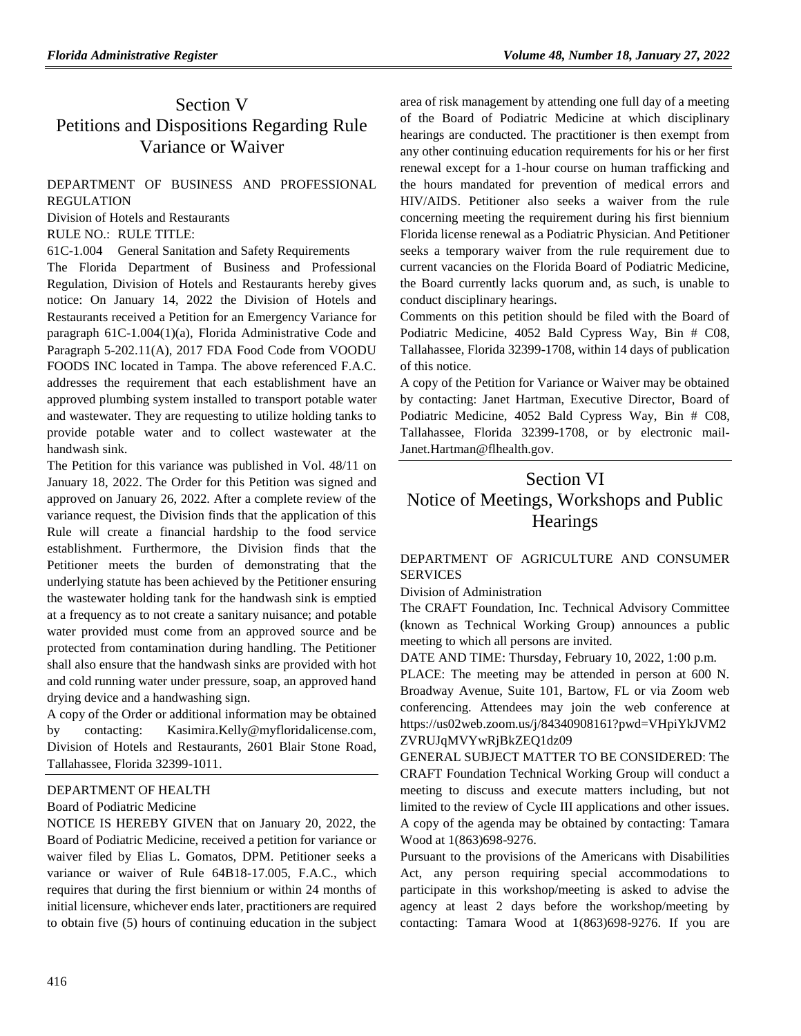# Section V
# Petitions and Dispositions Regarding Rule Variance or Waiver

DEPARTMENT OF BUSINESS AND PROFESSIONAL REGULATION

Division of Hotels and Restaurants

RULE NO.: RULE TITLE:

61C-1.004 General Sanitation and Safety Requirements

The Florida Department of Business and Professional Regulation, Division of Hotels and Restaurants hereby gives notice: On January 14, 2022 the Division of Hotels and Restaurants received a Petition for an Emergency Variance for paragraph 61C-1.004(1)(a), Florida Administrative Code and Paragraph 5-202.11(A), 2017 FDA Food Code from VOODU FOODS INC located in Tampa. The above referenced F.A.C. addresses the requirement that each establishment have an approved plumbing system installed to transport potable water and wastewater. They are requesting to utilize holding tanks to provide potable water and to collect wastewater at the handwash sink.

The Petition for this variance was published in Vol. 48/11 on January 18, 2022. The Order for this Petition was signed and approved on January 26, 2022. After a complete review of the variance request, the Division finds that the application of this Rule will create a financial hardship to the food service establishment. Furthermore, the Division finds that the Petitioner meets the burden of demonstrating that the underlying statute has been achieved by the Petitioner ensuring the wastewater holding tank for the handwash sink is emptied at a frequency as to not create a sanitary nuisance; and potable water provided must come from an approved source and be protected from contamination during handling. The Petitioner shall also ensure that the handwash sinks are provided with hot and cold running water under pressure, soap, an approved hand drying device and a handwashing sign.

A copy of the Order or additional information may be obtained by contacting: Kasimira.Kelly@myfloridalicense.com, Division of Hotels and Restaurants, 2601 Blair Stone Road, Tallahassee, Florida 32399-1011.

---

DEPARTMENT OF HEALTH

Board of Podiatric Medicine

NOTICE IS HEREBY GIVEN that on January 20, 2022, the Board of Podiatric Medicine, received a petition for variance or waiver filed by Elias L. Gomatos, DPM. Petitioner seeks a variance or waiver of Rule 64B18-17.005, F.A.C., which requires that during the first biennium or within 24 months of initial licensure, whichever ends later, practitioners are required to obtain five (5) hours of continuing education in the subject area of risk management by attending one full day of a meeting of the Board of Podiatric Medicine at which disciplinary hearings are conducted. The practitioner is then exempt from any other continuing education requirements for his or her first renewal except for a 1-hour course on human trafficking and the hours mandated for prevention of medical errors and HIV/AIDS. Petitioner also seeks a waiver from the rule concerning meeting the requirement during his first biennium Florida license renewal as a Podiatric Physician. And Petitioner seeks a temporary waiver from the rule requirement due to current vacancies on the Florida Board of Podiatric Medicine, the Board currently lacks quorum and, as such, is unable to conduct disciplinary hearings.

Comments on this petition should be filed with the Board of Podiatric Medicine, 4052 Bald Cypress Way, Bin # C08, Tallahassee, Florida 32399-1708, within 14 days of publication of this notice.

A copy of the Petition for Variance or Waiver may be obtained by contacting: Janet Hartman, Executive Director, Board of Podiatric Medicine, 4052 Bald Cypress Way, Bin # C08, Tallahassee, Florida 32399-1708, or by electronic mail-Janet.Hartman@flhealth.gov.

# Section VI
# Notice of Meetings, Workshops and Public Hearings

DEPARTMENT OF AGRICULTURE AND CONSUMER SERVICES

Division of Administration

The CRAFT Foundation, Inc. Technical Advisory Committee (known as Technical Working Group) announces a public meeting to which all persons are invited.

DATE AND TIME: Thursday, February 10, 2022, 1:00 p.m.

PLACE: The meeting may be attended in person at 600 N. Broadway Avenue, Suite 101, Bartow, FL or via Zoom web conferencing. Attendees may join the web conference at https://us02web.zoom.us/j/84340908161?pwd=VHpiYkJVM2ZVRUJqMVYwRjBkZEQ1dz09

GENERAL SUBJECT MATTER TO BE CONSIDERED: The CRAFT Foundation Technical Working Group will conduct a meeting to discuss and execute matters including, but not limited to the review of Cycle III applications and other issues.

A copy of the agenda may be obtained by contacting: Tamara Wood at 1(863)698-9276.

Pursuant to the provisions of the Americans with Disabilities Act, any person requiring special accommodations to participate in this workshop/meeting is asked to advise the agency at least 2 days before the workshop/meeting by contacting: Tamara Wood at 1(863)698-9276. If you are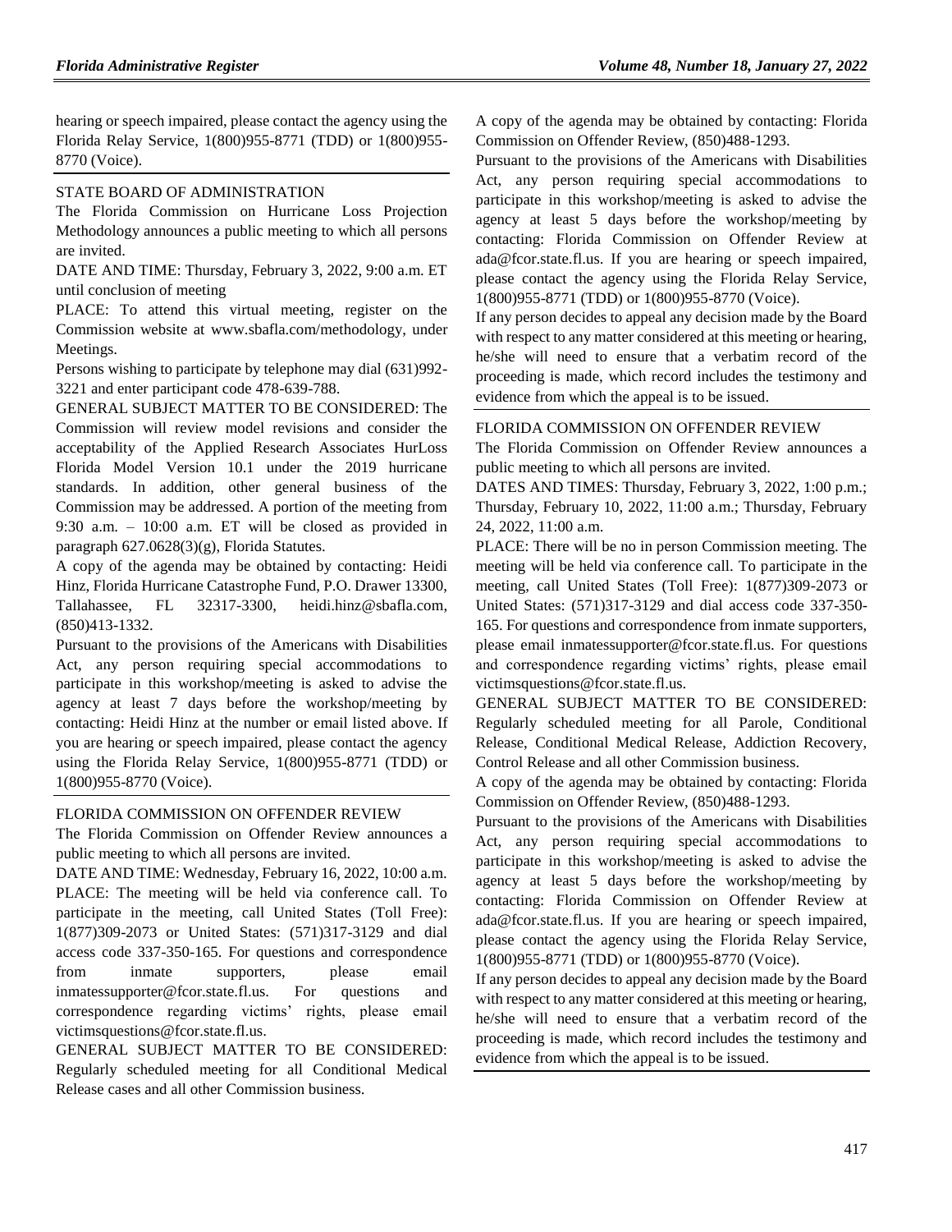hearing or speech impaired, please contact the agency using the Florida Relay Service, 1(800)955-8771 (TDD) or 1(800)955-8770 (Voice).

STATE BOARD OF ADMINISTRATION

The Florida Commission on Hurricane Loss Projection Methodology announces a public meeting to which all persons are invited.

DATE AND TIME: Thursday, February 3, 2022, 9:00 a.m. ET until conclusion of meeting

PLACE: To attend this virtual meeting, register on the Commission website at www.sbafla.com/methodology, under Meetings.

Persons wishing to participate by telephone may dial (631)992-3221 and enter participant code 478-639-788.

GENERAL SUBJECT MATTER TO BE CONSIDERED: The Commission will review model revisions and consider the acceptability of the Applied Research Associates HurLoss Florida Model Version 10.1 under the 2019 hurricane standards. In addition, other general business of the Commission may be addressed. A portion of the meeting from 9:30 a.m. – 10:00 a.m. ET will be closed as provided in paragraph 627.0628(3)(g), Florida Statutes.

A copy of the agenda may be obtained by contacting: Heidi Hinz, Florida Hurricane Catastrophe Fund, P.O. Drawer 13300, Tallahassee, FL 32317-3300, heidi.hinz@sbafla.com, (850)413-1332.

Pursuant to the provisions of the Americans with Disabilities Act, any person requiring special accommodations to participate in this workshop/meeting is asked to advise the agency at least 7 days before the workshop/meeting by contacting: Heidi Hinz at the number or email listed above. If you are hearing or speech impaired, please contact the agency using the Florida Relay Service, 1(800)955-8771 (TDD) or 1(800)955-8770 (Voice).

FLORIDA COMMISSION ON OFFENDER REVIEW

The Florida Commission on Offender Review announces a public meeting to which all persons are invited.

DATE AND TIME: Wednesday, February 16, 2022, 10:00 a.m.

PLACE: The meeting will be held via conference call. To participate in the meeting, call United States (Toll Free): 1(877)309-2073 or United States: (571)317-3129 and dial access code 337-350-165. For questions and correspondence from inmate supporters, please email inmatessupporter@fcor.state.fl.us. For questions and correspondence regarding victims' rights, please email victimsquestions@fcor.state.fl.us.

GENERAL SUBJECT MATTER TO BE CONSIDERED: Regularly scheduled meeting for all Conditional Medical Release cases and all other Commission business.

A copy of the agenda may be obtained by contacting: Florida Commission on Offender Review, (850)488-1293.

Pursuant to the provisions of the Americans with Disabilities Act, any person requiring special accommodations to participate in this workshop/meeting is asked to advise the agency at least 5 days before the workshop/meeting by contacting: Florida Commission on Offender Review at ada@fcor.state.fl.us. If you are hearing or speech impaired, please contact the agency using the Florida Relay Service, 1(800)955-8771 (TDD) or 1(800)955-8770 (Voice).

If any person decides to appeal any decision made by the Board with respect to any matter considered at this meeting or hearing, he/she will need to ensure that a verbatim record of the proceeding is made, which record includes the testimony and evidence from which the appeal is to be issued.

FLORIDA COMMISSION ON OFFENDER REVIEW

The Florida Commission on Offender Review announces a public meeting to which all persons are invited.

DATES AND TIMES: Thursday, February 3, 2022, 1:00 p.m.; Thursday, February 10, 2022, 11:00 a.m.; Thursday, February 24, 2022, 11:00 a.m.

PLACE: There will be no in person Commission meeting. The meeting will be held via conference call. To participate in the meeting, call United States (Toll Free): 1(877)309-2073 or United States: (571)317-3129 and dial access code 337-350-165. For questions and correspondence from inmate supporters, please email inmatessupporter@fcor.state.fl.us. For questions and correspondence regarding victims' rights, please email victimsquestions@fcor.state.fl.us.

GENERAL SUBJECT MATTER TO BE CONSIDERED: Regularly scheduled meeting for all Parole, Conditional Release, Conditional Medical Release, Addiction Recovery, Control Release and all other Commission business.

A copy of the agenda may be obtained by contacting: Florida Commission on Offender Review, (850)488-1293.

Pursuant to the provisions of the Americans with Disabilities Act, any person requiring special accommodations to participate in this workshop/meeting is asked to advise the agency at least 5 days before the workshop/meeting by contacting: Florida Commission on Offender Review at ada@fcor.state.fl.us. If you are hearing or speech impaired, please contact the agency using the Florida Relay Service, 1(800)955-8771 (TDD) or 1(800)955-8770 (Voice).

If any person decides to appeal any decision made by the Board with respect to any matter considered at this meeting or hearing, he/she will need to ensure that a verbatim record of the proceeding is made, which record includes the testimony and evidence from which the appeal is to be issued.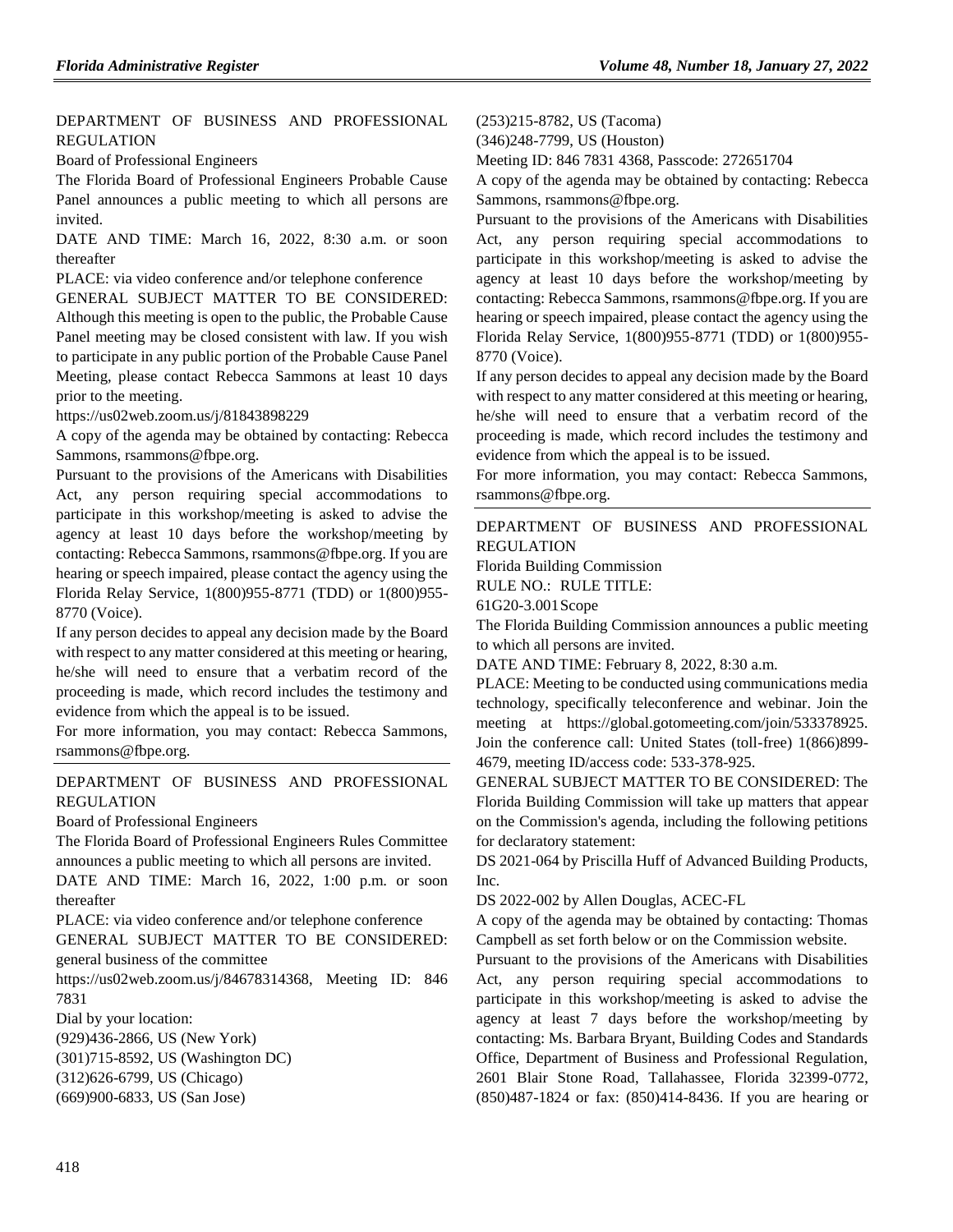DEPARTMENT OF BUSINESS AND PROFESSIONAL REGULATION

Board of Professional Engineers

The Florida Board of Professional Engineers Probable Cause Panel announces a public meeting to which all persons are invited.

DATE AND TIME: March 16, 2022, 8:30 a.m. or soon thereafter

PLACE: via video conference and/or telephone conference

GENERAL SUBJECT MATTER TO BE CONSIDERED: Although this meeting is open to the public, the Probable Cause Panel meeting may be closed consistent with law. If you wish to participate in any public portion of the Probable Cause Panel Meeting, please contact Rebecca Sammons at least 10 days prior to the meeting.

https://us02web.zoom.us/j/81843898229

A copy of the agenda may be obtained by contacting: Rebecca Sammons, rsammons@fbpe.org.

Pursuant to the provisions of the Americans with Disabilities Act, any person requiring special accommodations to participate in this workshop/meeting is asked to advise the agency at least 10 days before the workshop/meeting by contacting: Rebecca Sammons, rsammons@fbpe.org. If you are hearing or speech impaired, please contact the agency using the Florida Relay Service, 1(800)955-8771 (TDD) or 1(800)955-8770 (Voice).

If any person decides to appeal any decision made by the Board with respect to any matter considered at this meeting or hearing, he/she will need to ensure that a verbatim record of the proceeding is made, which record includes the testimony and evidence from which the appeal is to be issued.

For more information, you may contact: Rebecca Sammons, rsammons@fbpe.org.

---

DEPARTMENT OF BUSINESS AND PROFESSIONAL REGULATION

Board of Professional Engineers

The Florida Board of Professional Engineers Rules Committee announces a public meeting to which all persons are invited.

DATE AND TIME: March 16, 2022, 1:00 p.m. or soon thereafter

PLACE: via video conference and/or telephone conference

GENERAL SUBJECT MATTER TO BE CONSIDERED: general business of the committee

https://us02web.zoom.us/j/84678314368, Meeting ID: 846 7831

Dial by your location:

(929)436-2866, US (New York)

(301)715-8592, US (Washington DC)

(312)626-6799, US (Chicago)

(669)900-6833, US (San Jose)

(253)215-8782, US (Tacoma)

(346)248-7799, US (Houston)

Meeting ID: 846 7831 4368, Passcode: 272651704

A copy of the agenda may be obtained by contacting: Rebecca Sammons, rsammons@fbpe.org.

Pursuant to the provisions of the Americans with Disabilities Act, any person requiring special accommodations to participate in this workshop/meeting is asked to advise the agency at least 10 days before the workshop/meeting by contacting: Rebecca Sammons, rsammons@fbpe.org. If you are hearing or speech impaired, please contact the agency using the Florida Relay Service, 1(800)955-8771 (TDD) or 1(800)955-8770 (Voice).

If any person decides to appeal any decision made by the Board with respect to any matter considered at this meeting or hearing, he/she will need to ensure that a verbatim record of the proceeding is made, which record includes the testimony and evidence from which the appeal is to be issued.

For more information, you may contact: Rebecca Sammons, rsammons@fbpe.org.

---

DEPARTMENT OF BUSINESS AND PROFESSIONAL REGULATION

Florida Building Commission

RULE NO.: RULE TITLE:

61G20-3.001 Scope

The Florida Building Commission announces a public meeting to which all persons are invited.

DATE AND TIME: February 8, 2022, 8:30 a.m.

PLACE: Meeting to be conducted using communications media technology, specifically teleconference and webinar. Join the meeting at https://global.gotomeeting.com/join/533378925. Join the conference call: United States (toll-free) 1(866)899-4679, meeting ID/access code: 533-378-925.

GENERAL SUBJECT MATTER TO BE CONSIDERED: The Florida Building Commission will take up matters that appear on the Commission's agenda, including the following petitions for declaratory statement:

DS 2021-064 by Priscilla Huff of Advanced Building Products, Inc.

DS 2022-002 by Allen Douglas, ACEC-FL

A copy of the agenda may be obtained by contacting: Thomas Campbell as set forth below or on the Commission website.

Pursuant to the provisions of the Americans with Disabilities Act, any person requiring special accommodations to participate in this workshop/meeting is asked to advise the agency at least 7 days before the workshop/meeting by contacting: Ms. Barbara Bryant, Building Codes and Standards Office, Department of Business and Professional Regulation, 2601 Blair Stone Road, Tallahassee, Florida 32399-0772, (850)487-1824 or fax: (850)414-8436. If you are hearing or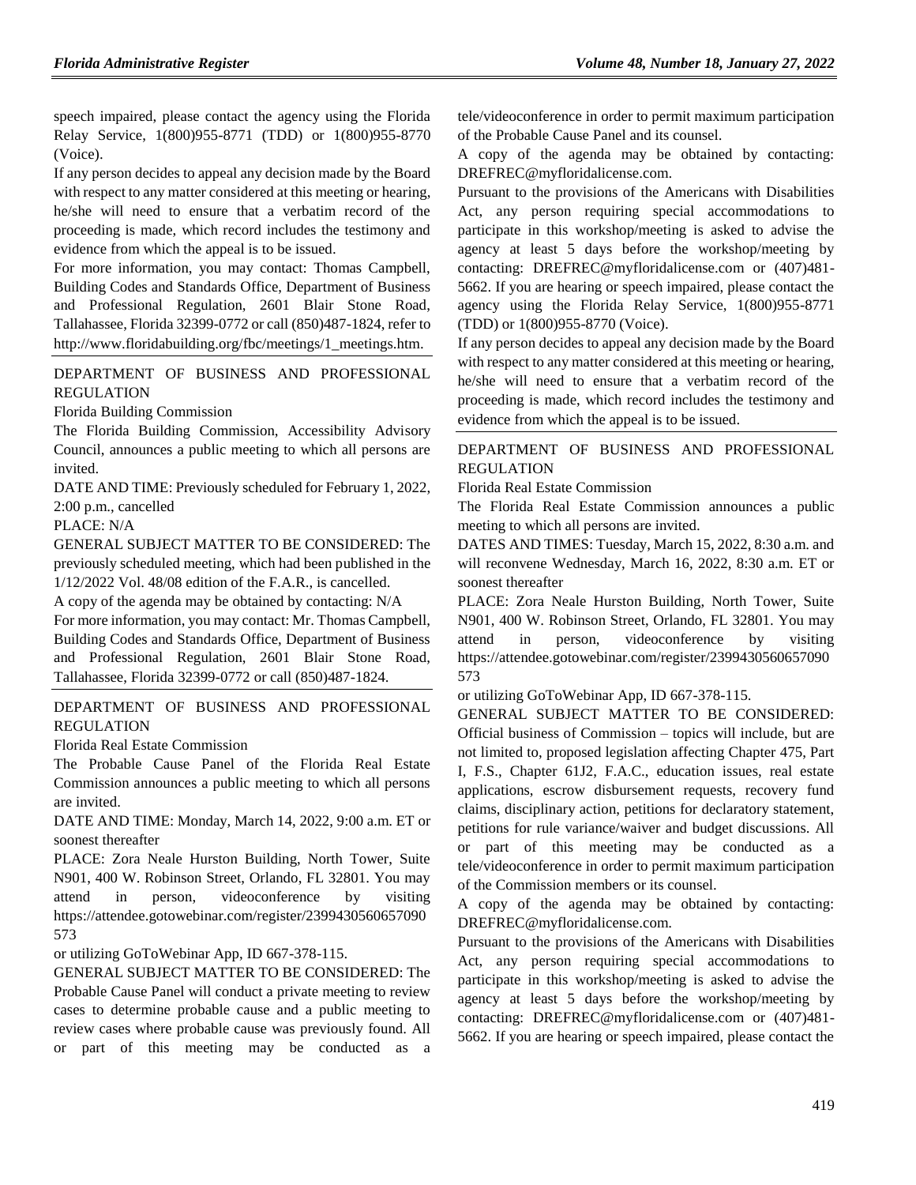speech impaired, please contact the agency using the Florida Relay Service, 1(800)955-8771 (TDD) or 1(800)955-8770 (Voice).

If any person decides to appeal any decision made by the Board with respect to any matter considered at this meeting or hearing, he/she will need to ensure that a verbatim record of the proceeding is made, which record includes the testimony and evidence from which the appeal is to be issued.

For more information, you may contact: Thomas Campbell, Building Codes and Standards Office, Department of Business and Professional Regulation, 2601 Blair Stone Road, Tallahassee, Florida 32399-0772 or call (850)487-1824, refer to http://www.floridabuilding.org/fbc/meetings/1_meetings.htm.

DEPARTMENT OF BUSINESS AND PROFESSIONAL REGULATION

Florida Building Commission

The Florida Building Commission, Accessibility Advisory Council, announces a public meeting to which all persons are invited.

DATE AND TIME: Previously scheduled for February 1, 2022, 2:00 p.m., cancelled

PLACE: N/A

GENERAL SUBJECT MATTER TO BE CONSIDERED: The previously scheduled meeting, which had been published in the 1/12/2022 Vol. 48/08 edition of the F.A.R., is cancelled.

A copy of the agenda may be obtained by contacting: N/A

For more information, you may contact: Mr. Thomas Campbell, Building Codes and Standards Office, Department of Business and Professional Regulation, 2601 Blair Stone Road, Tallahassee, Florida 32399-0772 or call (850)487-1824.

DEPARTMENT OF BUSINESS AND PROFESSIONAL REGULATION

Florida Real Estate Commission

The Probable Cause Panel of the Florida Real Estate Commission announces a public meeting to which all persons are invited.

DATE AND TIME: Monday, March 14, 2022, 9:00 a.m. ET or soonest thereafter

PLACE: Zora Neale Hurston Building, North Tower, Suite N901, 400 W. Robinson Street, Orlando, FL 32801. You may attend in person, videoconference by visiting https://attendee.gotowebinar.com/register/2399430560657090573 or utilizing GoToWebinar App, ID 667-378-115.

GENERAL SUBJECT MATTER TO BE CONSIDERED: The Probable Cause Panel will conduct a private meeting to review cases to determine probable cause and a public meeting to review cases where probable cause was previously found. All or part of this meeting may be conducted as a tele/videoconference in order to permit maximum participation of the Probable Cause Panel and its counsel.

A copy of the agenda may be obtained by contacting: DREFREC@myfloridalicense.com.

Pursuant to the provisions of the Americans with Disabilities Act, any person requiring special accommodations to participate in this workshop/meeting is asked to advise the agency at least 5 days before the workshop/meeting by contacting: DREFREC@myfloridalicense.com or (407)481-5662. If you are hearing or speech impaired, please contact the agency using the Florida Relay Service, 1(800)955-8771 (TDD) or 1(800)955-8770 (Voice).

If any person decides to appeal any decision made by the Board with respect to any matter considered at this meeting or hearing, he/she will need to ensure that a verbatim record of the proceeding is made, which record includes the testimony and evidence from which the appeal is to be issued.

DEPARTMENT OF BUSINESS AND PROFESSIONAL REGULATION

Florida Real Estate Commission

The Florida Real Estate Commission announces a public meeting to which all persons are invited.

DATES AND TIMES: Tuesday, March 15, 2022, 8:30 a.m. and will reconvene Wednesday, March 16, 2022, 8:30 a.m. ET or soonest thereafter

PLACE: Zora Neale Hurston Building, North Tower, Suite N901, 400 W. Robinson Street, Orlando, FL 32801. You may attend in person, videoconference by visiting https://attendee.gotowebinar.com/register/2399430560657090573 or utilizing GoToWebinar App, ID 667-378-115.

GENERAL SUBJECT MATTER TO BE CONSIDERED: Official business of Commission – topics will include, but are not limited to, proposed legislation affecting Chapter 475, Part I, F.S., Chapter 61J2, F.A.C., education issues, real estate applications, escrow disbursement requests, recovery fund claims, disciplinary action, petitions for declaratory statement, petitions for rule variance/waiver and budget discussions. All or part of this meeting may be conducted as a tele/videoconference in order to permit maximum participation of the Commission members or its counsel.

A copy of the agenda may be obtained by contacting: DREFREC@myfloridalicense.com.

Pursuant to the provisions of the Americans with Disabilities Act, any person requiring special accommodations to participate in this workshop/meeting is asked to advise the agency at least 5 days before the workshop/meeting by contacting: DREFREC@myfloridalicense.com or (407)481-5662. If you are hearing or speech impaired, please contact the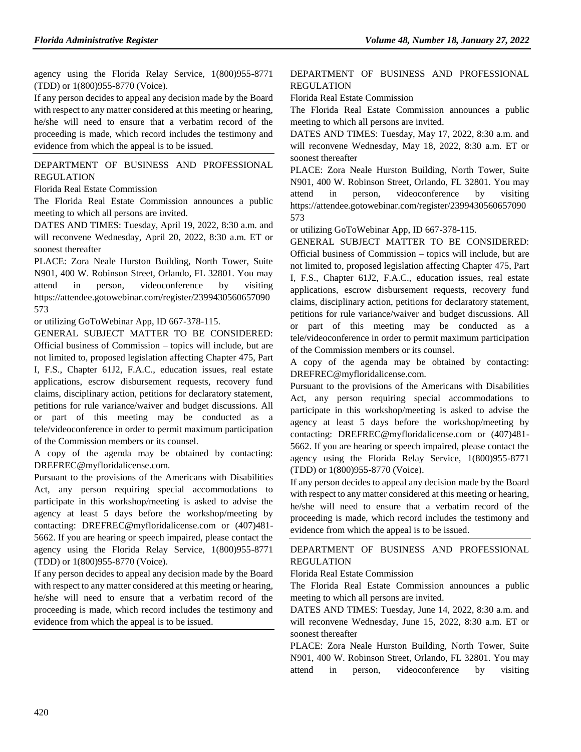agency using the Florida Relay Service, 1(800)955-8771 (TDD) or 1(800)955-8770 (Voice).

If any person decides to appeal any decision made by the Board with respect to any matter considered at this meeting or hearing, he/she will need to ensure that a verbatim record of the proceeding is made, which record includes the testimony and evidence from which the appeal is to be issued.

DEPARTMENT OF BUSINESS AND PROFESSIONAL REGULATION

Florida Real Estate Commission

The Florida Real Estate Commission announces a public meeting to which all persons are invited.

DATES AND TIMES: Tuesday, April 19, 2022, 8:30 a.m. and will reconvene Wednesday, April 20, 2022, 8:30 a.m. ET or soonest thereafter

PLACE: Zora Neale Hurston Building, North Tower, Suite N901, 400 W. Robinson Street, Orlando, FL 32801. You may attend in person, videoconference by visiting https://attendee.gotowebinar.com/register/2399430560657090573

or utilizing GoToWebinar App, ID 667-378-115.

GENERAL SUBJECT MATTER TO BE CONSIDERED: Official business of Commission – topics will include, but are not limited to, proposed legislation affecting Chapter 475, Part I, F.S., Chapter 61J2, F.A.C., education issues, real estate applications, escrow disbursement requests, recovery fund claims, disciplinary action, petitions for declaratory statement, petitions for rule variance/waiver and budget discussions. All or part of this meeting may be conducted as a tele/videoconference in order to permit maximum participation of the Commission members or its counsel.

A copy of the agenda may be obtained by contacting: DREFREC@myfloridalicense.com.

Pursuant to the provisions of the Americans with Disabilities Act, any person requiring special accommodations to participate in this workshop/meeting is asked to advise the agency at least 5 days before the workshop/meeting by contacting: DREFREC@myfloridalicense.com or (407)481-5662. If you are hearing or speech impaired, please contact the agency using the Florida Relay Service, 1(800)955-8771 (TDD) or 1(800)955-8770 (Voice).

If any person decides to appeal any decision made by the Board with respect to any matter considered at this meeting or hearing, he/she will need to ensure that a verbatim record of the proceeding is made, which record includes the testimony and evidence from which the appeal is to be issued.

DEPARTMENT OF BUSINESS AND PROFESSIONAL REGULATION

Florida Real Estate Commission

The Florida Real Estate Commission announces a public meeting to which all persons are invited.

DATES AND TIMES: Tuesday, May 17, 2022, 8:30 a.m. and will reconvene Wednesday, May 18, 2022, 8:30 a.m. ET or soonest thereafter

PLACE: Zora Neale Hurston Building, North Tower, Suite N901, 400 W. Robinson Street, Orlando, FL 32801. You may attend in person, videoconference by visiting https://attendee.gotowebinar.com/register/2399430560657090573

or utilizing GoToWebinar App, ID 667-378-115.

GENERAL SUBJECT MATTER TO BE CONSIDERED: Official business of Commission – topics will include, but are not limited to, proposed legislation affecting Chapter 475, Part I, F.S., Chapter 61J2, F.A.C., education issues, real estate applications, escrow disbursement requests, recovery fund claims, disciplinary action, petitions for declaratory statement, petitions for rule variance/waiver and budget discussions. All or part of this meeting may be conducted as a tele/videoconference in order to permit maximum participation of the Commission members or its counsel.

A copy of the agenda may be obtained by contacting: DREFREC@myfloridalicense.com.

Pursuant to the provisions of the Americans with Disabilities Act, any person requiring special accommodations to participate in this workshop/meeting is asked to advise the agency at least 5 days before the workshop/meeting by contacting: DREFREC@myfloridalicense.com or (407)481-5662. If you are hearing or speech impaired, please contact the agency using the Florida Relay Service, 1(800)955-8771 (TDD) or 1(800)955-8770 (Voice).

If any person decides to appeal any decision made by the Board with respect to any matter considered at this meeting or hearing, he/she will need to ensure that a verbatim record of the proceeding is made, which record includes the testimony and evidence from which the appeal is to be issued.

DEPARTMENT OF BUSINESS AND PROFESSIONAL REGULATION

Florida Real Estate Commission

The Florida Real Estate Commission announces a public meeting to which all persons are invited.

DATES AND TIMES: Tuesday, June 14, 2022, 8:30 a.m. and will reconvene Wednesday, June 15, 2022, 8:30 a.m. ET or soonest thereafter

PLACE: Zora Neale Hurston Building, North Tower, Suite N901, 400 W. Robinson Street, Orlando, FL 32801. You may attend in person, videoconference by visiting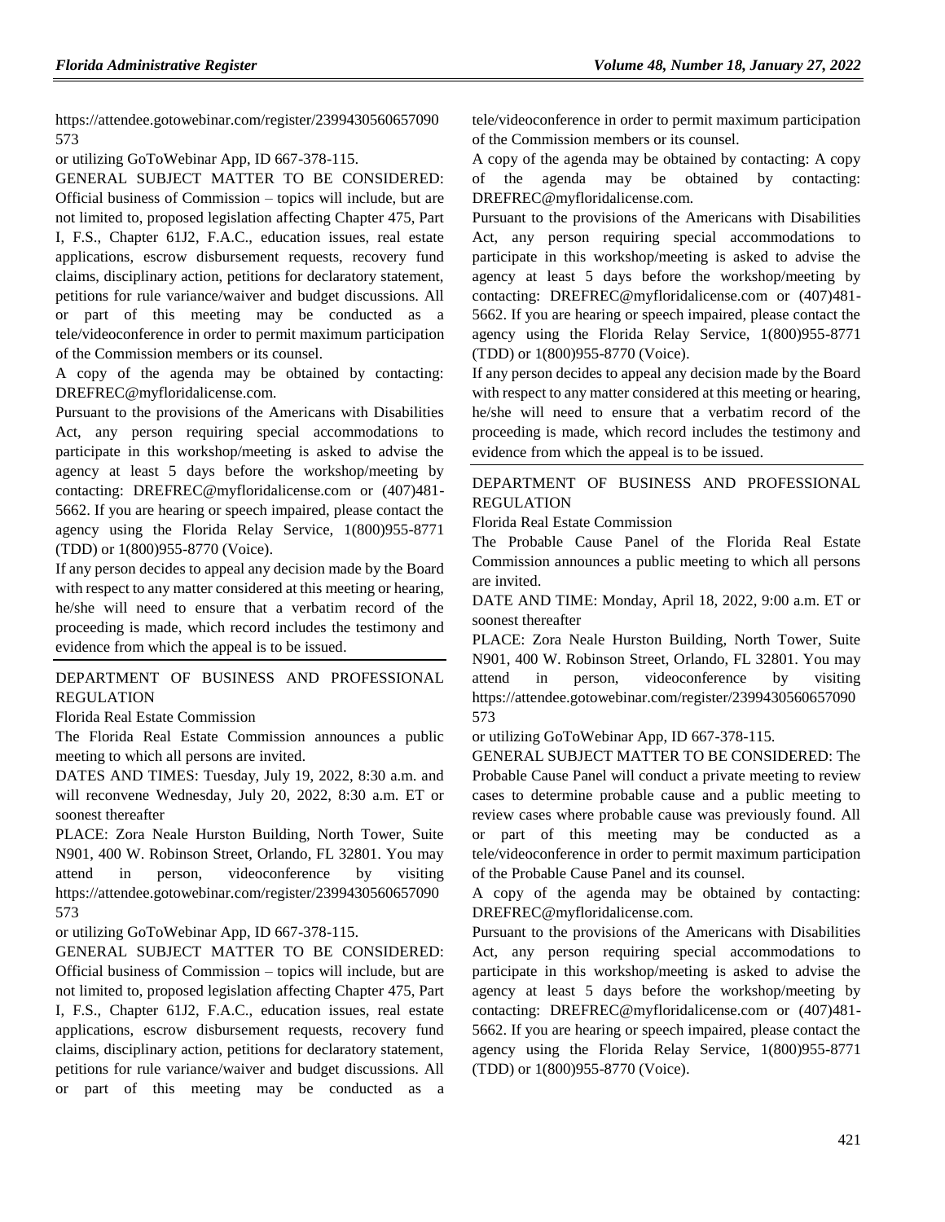https://attendee.gotowebinar.com/register/2399430560657090573

or utilizing GoToWebinar App, ID 667-378-115.

GENERAL SUBJECT MATTER TO BE CONSIDERED: Official business of Commission – topics will include, but are not limited to, proposed legislation affecting Chapter 475, Part I, F.S., Chapter 61J2, F.A.C., education issues, real estate applications, escrow disbursement requests, recovery fund claims, disciplinary action, petitions for declaratory statement, petitions for rule variance/waiver and budget discussions. All or part of this meeting may be conducted as a tele/videoconference in order to permit maximum participation of the Commission members or its counsel.

A copy of the agenda may be obtained by contacting: DREFREC@myfloridalicense.com.

Pursuant to the provisions of the Americans with Disabilities Act, any person requiring special accommodations to participate in this workshop/meeting is asked to advise the agency at least 5 days before the workshop/meeting by contacting: DREFREC@myfloridalicense.com or (407)481-5662. If you are hearing or speech impaired, please contact the agency using the Florida Relay Service, 1(800)955-8771 (TDD) or 1(800)955-8770 (Voice).

If any person decides to appeal any decision made by the Board with respect to any matter considered at this meeting or hearing, he/she will need to ensure that a verbatim record of the proceeding is made, which record includes the testimony and evidence from which the appeal is to be issued.

---

DEPARTMENT OF BUSINESS AND PROFESSIONAL REGULATION

Florida Real Estate Commission

The Florida Real Estate Commission announces a public meeting to which all persons are invited.

DATES AND TIMES: Tuesday, July 19, 2022, 8:30 a.m. and will reconvene Wednesday, July 20, 2022, 8:30 a.m. ET or soonest thereafter

PLACE: Zora Neale Hurston Building, North Tower, Suite N901, 400 W. Robinson Street, Orlando, FL 32801. You may attend in person, videoconference by visiting https://attendee.gotowebinar.com/register/2399430560657090573

or utilizing GoToWebinar App, ID 667-378-115.

GENERAL SUBJECT MATTER TO BE CONSIDERED: Official business of Commission – topics will include, but are not limited to, proposed legislation affecting Chapter 475, Part I, F.S., Chapter 61J2, F.A.C., education issues, real estate applications, escrow disbursement requests, recovery fund claims, disciplinary action, petitions for declaratory statement, petitions for rule variance/waiver and budget discussions. All or part of this meeting may be conducted as a tele/videoconference in order to permit maximum participation of the Commission members or its counsel.

A copy of the agenda may be obtained by contacting: A copy of the agenda may be obtained by contacting: DREFREC@myfloridalicense.com.

Pursuant to the provisions of the Americans with Disabilities Act, any person requiring special accommodations to participate in this workshop/meeting is asked to advise the agency at least 5 days before the workshop/meeting by contacting: DREFREC@myfloridalicense.com or (407)481-5662. If you are hearing or speech impaired, please contact the agency using the Florida Relay Service, 1(800)955-8771 (TDD) or 1(800)955-8770 (Voice).

If any person decides to appeal any decision made by the Board with respect to any matter considered at this meeting or hearing, he/she will need to ensure that a verbatim record of the proceeding is made, which record includes the testimony and evidence from which the appeal is to be issued.

---

DEPARTMENT OF BUSINESS AND PROFESSIONAL REGULATION

Florida Real Estate Commission

The Probable Cause Panel of the Florida Real Estate Commission announces a public meeting to which all persons are invited.

DATE AND TIME: Monday, April 18, 2022, 9:00 a.m. ET or soonest thereafter

PLACE: Zora Neale Hurston Building, North Tower, Suite N901, 400 W. Robinson Street, Orlando, FL 32801. You may attend in person, videoconference by visiting https://attendee.gotowebinar.com/register/2399430560657090573

or utilizing GoToWebinar App, ID 667-378-115.

GENERAL SUBJECT MATTER TO BE CONSIDERED: The Probable Cause Panel will conduct a private meeting to review cases to determine probable cause and a public meeting to review cases where probable cause was previously found. All or part of this meeting may be conducted as a tele/videoconference in order to permit maximum participation of the Probable Cause Panel and its counsel.

A copy of the agenda may be obtained by contacting: DREFREC@myfloridalicense.com.

Pursuant to the provisions of the Americans with Disabilities Act, any person requiring special accommodations to participate in this workshop/meeting is asked to advise the agency at least 5 days before the workshop/meeting by contacting: DREFREC@myfloridalicense.com or (407)481-5662. If you are hearing or speech impaired, please contact the agency using the Florida Relay Service, 1(800)955-8771 (TDD) or 1(800)955-8770 (Voice).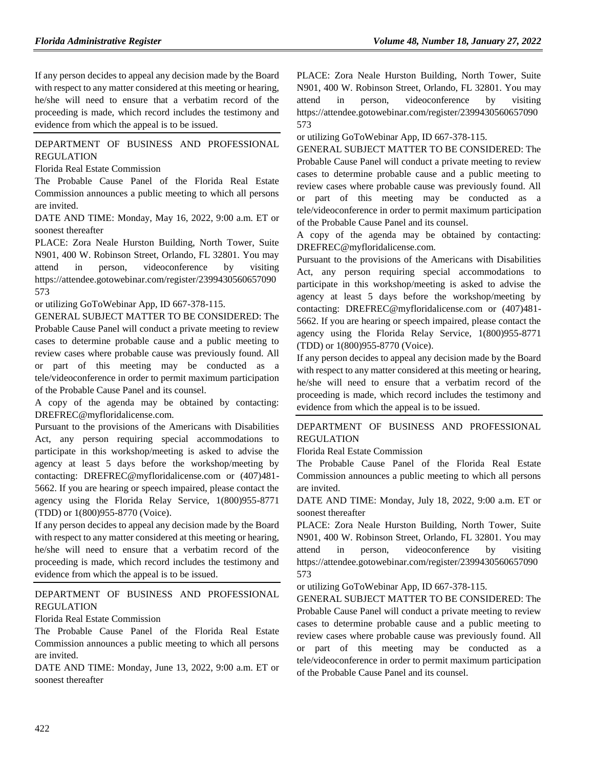If any person decides to appeal any decision made by the Board with respect to any matter considered at this meeting or hearing, he/she will need to ensure that a verbatim record of the proceeding is made, which record includes the testimony and evidence from which the appeal is to be issued.

DEPARTMENT OF BUSINESS AND PROFESSIONAL REGULATION

Florida Real Estate Commission

The Probable Cause Panel of the Florida Real Estate Commission announces a public meeting to which all persons are invited.

DATE AND TIME: Monday, May 16, 2022, 9:00 a.m. ET or soonest thereafter

PLACE: Zora Neale Hurston Building, North Tower, Suite N901, 400 W. Robinson Street, Orlando, FL 32801. You may attend in person, videoconference by visiting https://attendee.gotowebinar.com/register/2399430560657090573

or utilizing GoToWebinar App, ID 667-378-115.

GENERAL SUBJECT MATTER TO BE CONSIDERED: The Probable Cause Panel will conduct a private meeting to review cases to determine probable cause and a public meeting to review cases where probable cause was previously found. All or part of this meeting may be conducted as a tele/videoconference in order to permit maximum participation of the Probable Cause Panel and its counsel.

A copy of the agenda may be obtained by contacting: DREFREC@myfloridalicense.com.

Pursuant to the provisions of the Americans with Disabilities Act, any person requiring special accommodations to participate in this workshop/meeting is asked to advise the agency at least 5 days before the workshop/meeting by contacting: DREFREC@myfloridalicense.com or (407)481-5662. If you are hearing or speech impaired, please contact the agency using the Florida Relay Service, 1(800)955-8771 (TDD) or 1(800)955-8770 (Voice).

If any person decides to appeal any decision made by the Board with respect to any matter considered at this meeting or hearing, he/she will need to ensure that a verbatim record of the proceeding is made, which record includes the testimony and evidence from which the appeal is to be issued.

DEPARTMENT OF BUSINESS AND PROFESSIONAL REGULATION

Florida Real Estate Commission

The Probable Cause Panel of the Florida Real Estate Commission announces a public meeting to which all persons are invited.

DATE AND TIME: Monday, June 13, 2022, 9:00 a.m. ET or soonest thereafter

PLACE: Zora Neale Hurston Building, North Tower, Suite N901, 400 W. Robinson Street, Orlando, FL 32801. You may attend in person, videoconference by visiting https://attendee.gotowebinar.com/register/2399430560657090573

or utilizing GoToWebinar App, ID 667-378-115.

GENERAL SUBJECT MATTER TO BE CONSIDERED: The Probable Cause Panel will conduct a private meeting to review cases to determine probable cause and a public meeting to review cases where probable cause was previously found. All or part of this meeting may be conducted as a tele/videoconference in order to permit maximum participation of the Probable Cause Panel and its counsel.

A copy of the agenda may be obtained by contacting: DREFREC@myfloridalicense.com.

Pursuant to the provisions of the Americans with Disabilities Act, any person requiring special accommodations to participate in this workshop/meeting is asked to advise the agency at least 5 days before the workshop/meeting by contacting: DREFREC@myfloridalicense.com or (407)481-5662. If you are hearing or speech impaired, please contact the agency using the Florida Relay Service, 1(800)955-8771 (TDD) or 1(800)955-8770 (Voice).

If any person decides to appeal any decision made by the Board with respect to any matter considered at this meeting or hearing, he/she will need to ensure that a verbatim record of the proceeding is made, which record includes the testimony and evidence from which the appeal is to be issued.

DEPARTMENT OF BUSINESS AND PROFESSIONAL REGULATION

Florida Real Estate Commission

The Probable Cause Panel of the Florida Real Estate Commission announces a public meeting to which all persons are invited.

DATE AND TIME: Monday, July 18, 2022, 9:00 a.m. ET or soonest thereafter

PLACE: Zora Neale Hurston Building, North Tower, Suite N901, 400 W. Robinson Street, Orlando, FL 32801. You may attend in person, videoconference by visiting https://attendee.gotowebinar.com/register/2399430560657090573

or utilizing GoToWebinar App, ID 667-378-115.

GENERAL SUBJECT MATTER TO BE CONSIDERED: The Probable Cause Panel will conduct a private meeting to review cases to determine probable cause and a public meeting to review cases where probable cause was previously found. All or part of this meeting may be conducted as a tele/videoconference in order to permit maximum participation of the Probable Cause Panel and its counsel.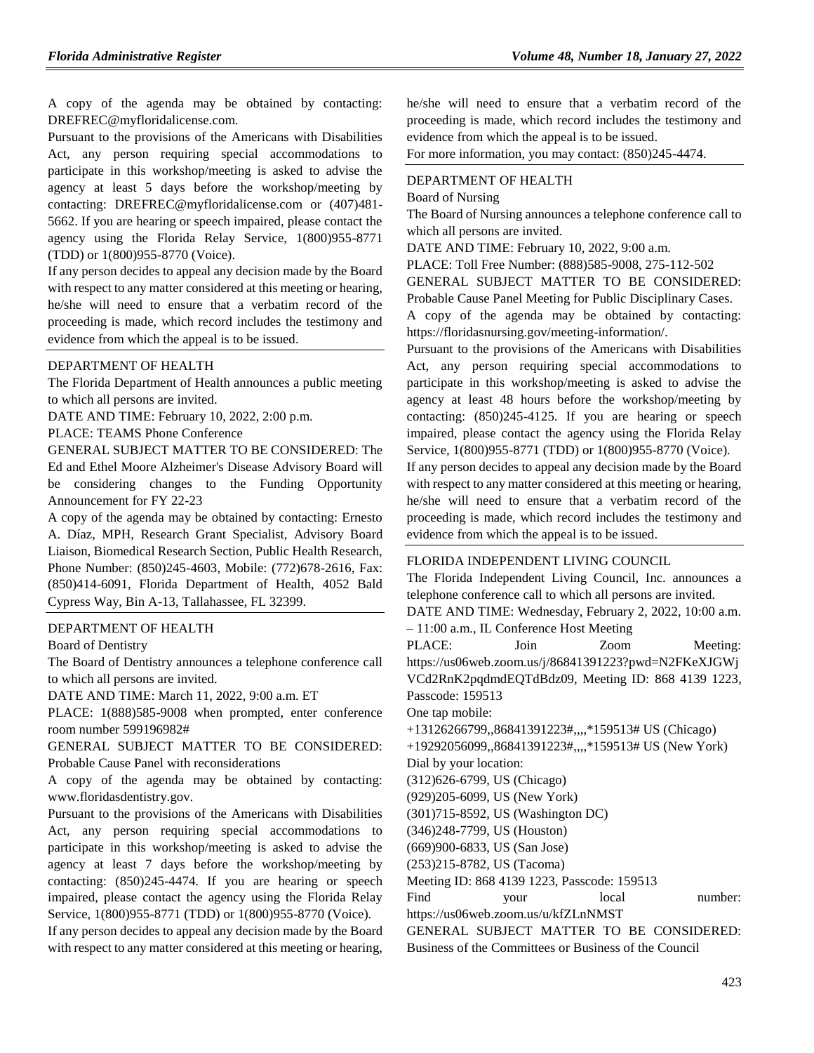A copy of the agenda may be obtained by contacting: DREFREC@myfloridalicense.com.

Pursuant to the provisions of the Americans with Disabilities Act, any person requiring special accommodations to participate in this workshop/meeting is asked to advise the agency at least 5 days before the workshop/meeting by contacting: DREFREC@myfloridalicense.com or (407)481-5662. If you are hearing or speech impaired, please contact the agency using the Florida Relay Service, 1(800)955-8771 (TDD) or 1(800)955-8770 (Voice).

If any person decides to appeal any decision made by the Board with respect to any matter considered at this meeting or hearing, he/she will need to ensure that a verbatim record of the proceeding is made, which record includes the testimony and evidence from which the appeal is to be issued.

DEPARTMENT OF HEALTH

The Florida Department of Health announces a public meeting to which all persons are invited.

DATE AND TIME: February 10, 2022, 2:00 p.m.

PLACE: TEAMS Phone Conference

GENERAL SUBJECT MATTER TO BE CONSIDERED: The Ed and Ethel Moore Alzheimer's Disease Advisory Board will be considering changes to the Funding Opportunity Announcement for FY 22-23

A copy of the agenda may be obtained by contacting: Ernesto A. Díaz, MPH, Research Grant Specialist, Advisory Board Liaison, Biomedical Research Section, Public Health Research, Phone Number: (850)245-4603, Mobile: (772)678-2616, Fax: (850)414-6091, Florida Department of Health, 4052 Bald Cypress Way, Bin A-13, Tallahassee, FL 32399.

DEPARTMENT OF HEALTH

Board of Dentistry

The Board of Dentistry announces a telephone conference call to which all persons are invited.

DATE AND TIME: March 11, 2022, 9:00 a.m. ET

PLACE: 1(888)585-9008 when prompted, enter conference room number 599196982#

GENERAL SUBJECT MATTER TO BE CONSIDERED: Probable Cause Panel with reconsiderations

A copy of the agenda may be obtained by contacting: www.floridasdentistry.gov.

Pursuant to the provisions of the Americans with Disabilities Act, any person requiring special accommodations to participate in this workshop/meeting is asked to advise the agency at least 7 days before the workshop/meeting by contacting: (850)245-4474. If you are hearing or speech impaired, please contact the agency using the Florida Relay Service, 1(800)955-8771 (TDD) or 1(800)955-8770 (Voice).

If any person decides to appeal any decision made by the Board with respect to any matter considered at this meeting or hearing, he/she will need to ensure that a verbatim record of the proceeding is made, which record includes the testimony and evidence from which the appeal is to be issued.

For more information, you may contact: (850)245-4474.

DEPARTMENT OF HEALTH

Board of Nursing

The Board of Nursing announces a telephone conference call to which all persons are invited.

DATE AND TIME: February 10, 2022, 9:00 a.m.

PLACE: Toll Free Number: (888)585-9008, 275-112-502

GENERAL SUBJECT MATTER TO BE CONSIDERED: Probable Cause Panel Meeting for Public Disciplinary Cases.

A copy of the agenda may be obtained by contacting: https://floridasnursing.gov/meeting-information/.

Pursuant to the provisions of the Americans with Disabilities Act, any person requiring special accommodations to participate in this workshop/meeting is asked to advise the agency at least 48 hours before the workshop/meeting by contacting: (850)245-4125. If you are hearing or speech impaired, please contact the agency using the Florida Relay Service, 1(800)955-8771 (TDD) or 1(800)955-8770 (Voice).

If any person decides to appeal any decision made by the Board with respect to any matter considered at this meeting or hearing, he/she will need to ensure that a verbatim record of the proceeding is made, which record includes the testimony and evidence from which the appeal is to be issued.

FLORIDA INDEPENDENT LIVING COUNCIL

The Florida Independent Living Council, Inc. announces a telephone conference call to which all persons are invited.

DATE AND TIME: Wednesday, February 2, 2022, 10:00 a.m. – 11:00 a.m., IL Conference Host Meeting

PLACE: Join Zoom Meeting: https://us06web.zoom.us/j/86841391223?pwd=N2FKeXJGWjVCd2RnK2pqdmdEQTdBdz09, Meeting ID: 868 4139 1223, Passcode: 159513

One tap mobile:

+13126266799,,86841391223#,,,,*159513# US (Chicago)

+19292056099,,86841391223#,,,,*159513# US (New York)

Dial by your location:

(312)626-6799, US (Chicago)

(929)205-6099, US (New York)

(301)715-8592, US (Washington DC)

(346)248-7799, US (Houston)

(669)900-6833, US (San Jose)

(253)215-8782, US (Tacoma)

Meeting ID: 868 4139 1223, Passcode: 159513

Find your local number: https://us06web.zoom.us/u/kfZLnNMST

GENERAL SUBJECT MATTER TO BE CONSIDERED: Business of the Committees or Business of the Council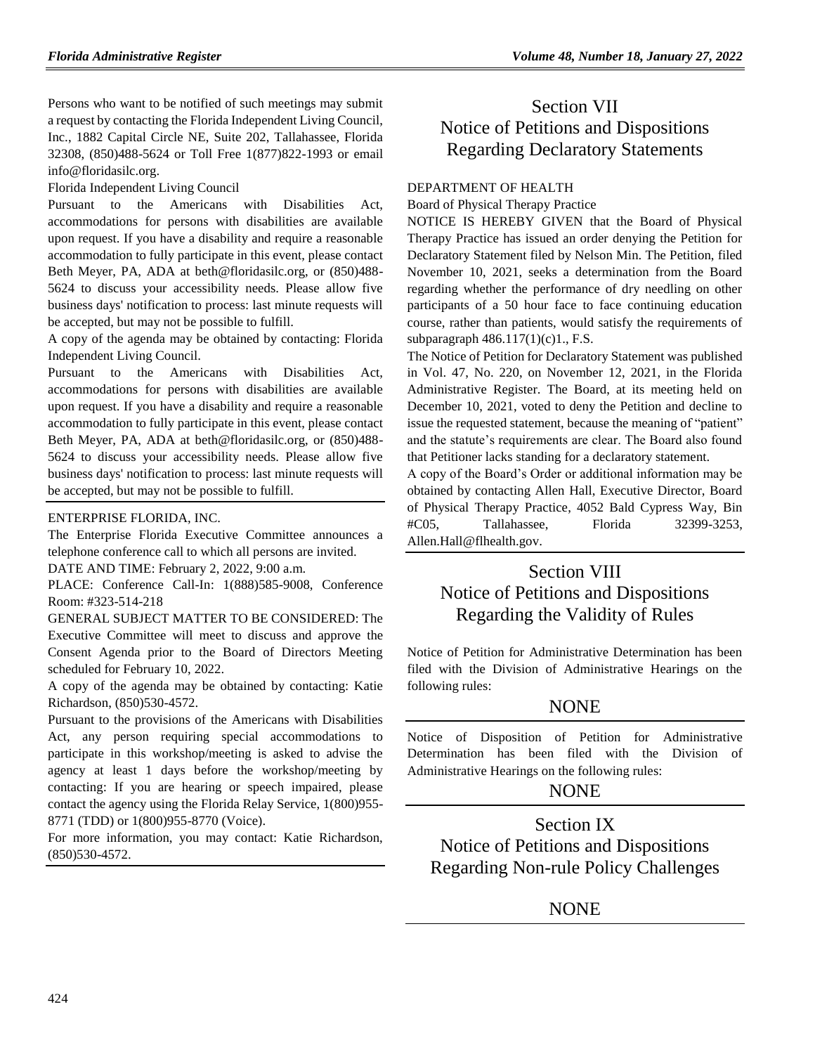Persons who want to be notified of such meetings may submit a request by contacting the Florida Independent Living Council, Inc., 1882 Capital Circle NE, Suite 202, Tallahassee, Florida 32308, (850)488-5624 or Toll Free 1(877)822-1993 or email info@floridasilc.org.

Florida Independent Living Council

Pursuant to the Americans with Disabilities Act, accommodations for persons with disabilities are available upon request. If you have a disability and require a reasonable accommodation to fully participate in this event, please contact Beth Meyer, PA, ADA at beth@floridasilc.org, or (850)488-5624 to discuss your accessibility needs. Please allow five business days' notification to process: last minute requests will be accepted, but may not be possible to fulfill.

A copy of the agenda may be obtained by contacting: Florida Independent Living Council.

Pursuant to the Americans with Disabilities Act, accommodations for persons with disabilities are available upon request. If you have a disability and require a reasonable accommodation to fully participate in this event, please contact Beth Meyer, PA, ADA at beth@floridasilc.org, or (850)488-5624 to discuss your accessibility needs. Please allow five business days' notification to process: last minute requests will be accepted, but may not be possible to fulfill.

---

ENTERPRISE FLORIDA, INC.

The Enterprise Florida Executive Committee announces a telephone conference call to which all persons are invited.

DATE AND TIME: February 2, 2022, 9:00 a.m.

PLACE: Conference Call-In: 1(888)585-9008, Conference Room: #323-514-218

GENERAL SUBJECT MATTER TO BE CONSIDERED: The Executive Committee will meet to discuss and approve the Consent Agenda prior to the Board of Directors Meeting scheduled for February 10, 2022.

A copy of the agenda may be obtained by contacting: Katie Richardson, (850)530-4572.

Pursuant to the provisions of the Americans with Disabilities Act, any person requiring special accommodations to participate in this workshop/meeting is asked to advise the agency at least 1 days before the workshop/meeting by contacting: If you are hearing or speech impaired, please contact the agency using the Florida Relay Service, 1(800)955-8771 (TDD) or 1(800)955-8770 (Voice).

For more information, you may contact: Katie Richardson, (850)530-4572.

---

# Section VII
# Notice of Petitions and Dispositions Regarding Declaratory Statements

DEPARTMENT OF HEALTH

Board of Physical Therapy Practice

NOTICE IS HEREBY GIVEN that the Board of Physical Therapy Practice has issued an order denying the Petition for Declaratory Statement filed by Nelson Min. The Petition, filed November 10, 2021, seeks a determination from the Board regarding whether the performance of dry needling on other participants of a 50 hour face to face continuing education course, rather than patients, would satisfy the requirements of subparagraph 486.117(1)(c)1., F.S.

The Notice of Petition for Declaratory Statement was published in Vol. 47, No. 220, on November 12, 2021, in the Florida Administrative Register. The Board, at its meeting held on December 10, 2021, voted to deny the Petition and decline to issue the requested statement, because the meaning of "patient" and the statute's requirements are clear. The Board also found that Petitioner lacks standing for a declaratory statement.

A copy of the Board's Order or additional information may be obtained by contacting Allen Hall, Executive Director, Board of Physical Therapy Practice, 4052 Bald Cypress Way, Bin #C05, Tallahassee, Florida 32399-3253, Allen.Hall@flhealth.gov.

---

# Section VIII
# Notice of Petitions and Dispositions Regarding the Validity of Rules

Notice of Petition for Administrative Determination has been filed with the Division of Administrative Hearings on the following rules:

NONE

---

Notice of Disposition of Petition for Administrative Determination has been filed with the Division of Administrative Hearings on the following rules:

NONE

---

# Section IX
# Notice of Petitions and Dispositions Regarding Non-rule Policy Challenges

NONE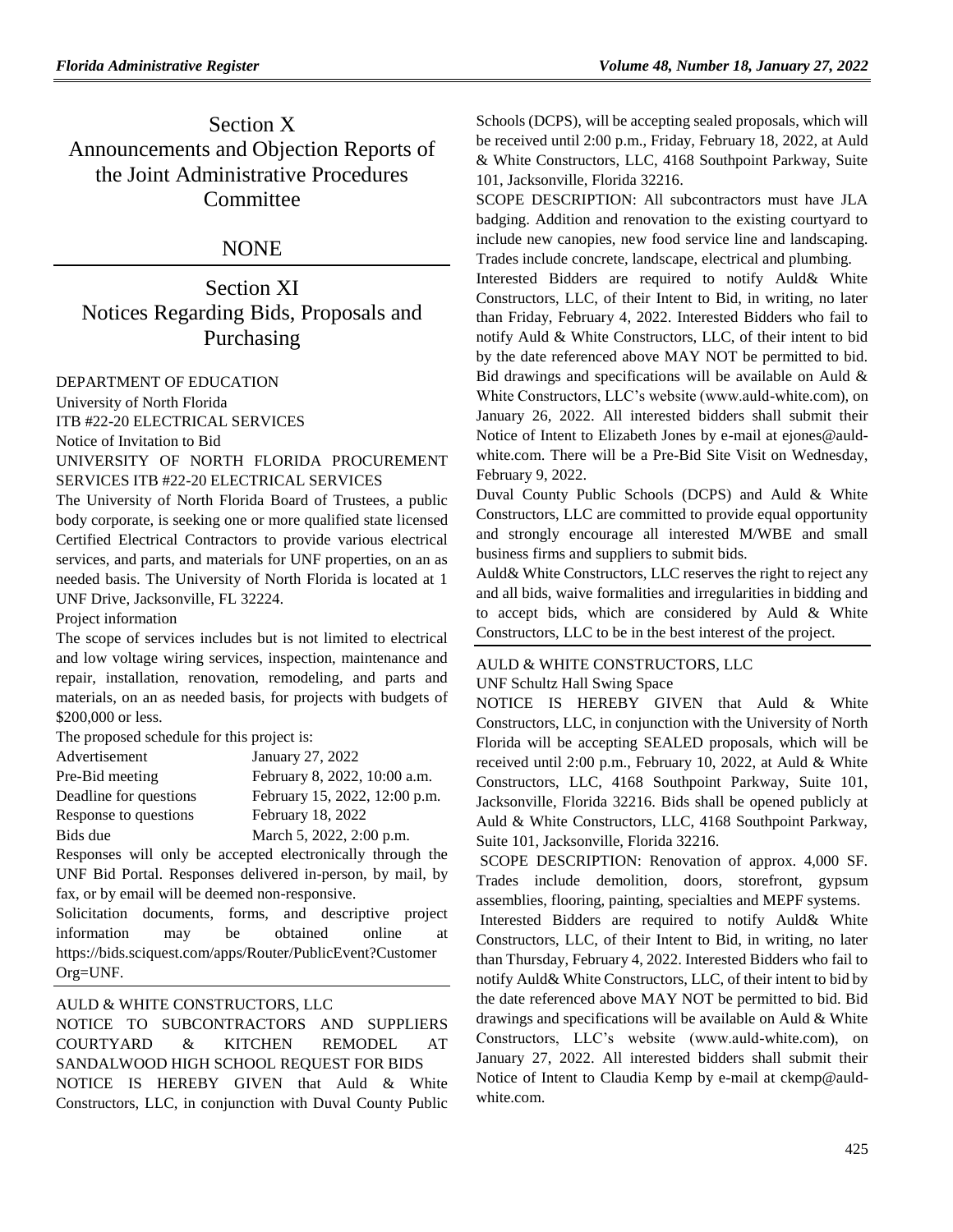# Section X
# Announcements and Objection Reports of the Joint Administrative Procedures Committee

## NONE

# Section XI
# Notices Regarding Bids, Proposals and Purchasing

DEPARTMENT OF EDUCATION

University of North Florida

ITB #22-20 ELECTRICAL SERVICES

Notice of Invitation to Bid

UNIVERSITY OF NORTH FLORIDA PROCUREMENT SERVICES ITB #22-20 ELECTRICAL SERVICES

The University of North Florida Board of Trustees, a public body corporate, is seeking one or more qualified state licensed Certified Electrical Contractors to provide various electrical services, and parts, and materials for UNF properties, on an as needed basis. The University of North Florida is located at 1 UNF Drive, Jacksonville, FL 32224.

Project information

The scope of services includes but is not limited to electrical and low voltage wiring services, inspection, maintenance and repair, installation, renovation, remodeling, and parts and materials, on an as needed basis, for projects with budgets of $200,000 or less.

The proposed schedule for this project is:

| | |
|---|---|
| Advertisement | January 27, 2022 |
| Pre-Bid meeting | February 8, 2022, 10:00 a.m. |
| Deadline for questions | February 15, 2022, 12:00 p.m. |
| Response to questions | February 18, 2022 |
| Bids due | March 5, 2022, 2:00 p.m. |

Responses will only be accepted electronically through the UNF Bid Portal. Responses delivered in-person, by mail, by fax, or by email will be deemed non-responsive.

Solicitation documents, forms, and descriptive project information may be obtained online at https://bids.sciquest.com/apps/Router/PublicEvent?CustomerOrg=UNF.

---

AULD & WHITE CONSTRUCTORS, LLC

NOTICE TO SUBCONTRACTORS AND SUPPLIERS COURTYARD & KITCHEN REMODEL AT SANDALWOOD HIGH SCHOOL REQUEST FOR BIDS

NOTICE IS HEREBY GIVEN that Auld & White Constructors, LLC, in conjunction with Duval County Public Schools (DCPS), will be accepting sealed proposals, which will be received until 2:00 p.m., Friday, February 18, 2022, at Auld & White Constructors, LLC, 4168 Southpoint Parkway, Suite 101, Jacksonville, Florida 32216.

SCOPE DESCRIPTION: All subcontractors must have JLA badging. Addition and renovation to the existing courtyard to include new canopies, new food service line and landscaping. Trades include concrete, landscape, electrical and plumbing.

Interested Bidders are required to notify Auld& White Constructors, LLC, of their Intent to Bid, in writing, no later than Friday, February 4, 2022. Interested Bidders who fail to notify Auld & White Constructors, LLC, of their intent to bid by the date referenced above MAY NOT be permitted to bid. Bid drawings and specifications will be available on Auld & White Constructors, LLC's website (www.auld-white.com), on January 26, 2022. All interested bidders shall submit their Notice of Intent to Elizabeth Jones by e-mail at ejones@auld-white.com. There will be a Pre-Bid Site Visit on Wednesday, February 9, 2022.

Duval County Public Schools (DCPS) and Auld & White Constructors, LLC are committed to provide equal opportunity and strongly encourage all interested M/WBE and small business firms and suppliers to submit bids.

Auld& White Constructors, LLC reserves the right to reject any and all bids, waive formalities and irregularities in bidding and to accept bids, which are considered by Auld & White Constructors, LLC to be in the best interest of the project.

---

AULD & WHITE CONSTRUCTORS, LLC

UNF Schultz Hall Swing Space

NOTICE IS HEREBY GIVEN that Auld & White Constructors, LLC, in conjunction with the University of North Florida will be accepting SEALED proposals, which will be received until 2:00 p.m., February 10, 2022, at Auld & White Constructors, LLC, 4168 Southpoint Parkway, Suite 101, Jacksonville, Florida 32216. Bids shall be opened publicly at Auld & White Constructors, LLC, 4168 Southpoint Parkway, Suite 101, Jacksonville, Florida 32216.

SCOPE DESCRIPTION: Renovation of approx. 4,000 SF. Trades include demolition, doors, storefront, gypsum assemblies, flooring, painting, specialties and MEPF systems.

Interested Bidders are required to notify Auld& White Constructors, LLC, of their Intent to Bid, in writing, no later than Thursday, February 4, 2022. Interested Bidders who fail to notify Auld& White Constructors, LLC, of their intent to bid by the date referenced above MAY NOT be permitted to bid. Bid drawings and specifications will be available on Auld & White Constructors, LLC's website (www.auld-white.com), on January 27, 2022. All interested bidders shall submit their Notice of Intent to Claudia Kemp by e-mail at ckemp@auld-white.com.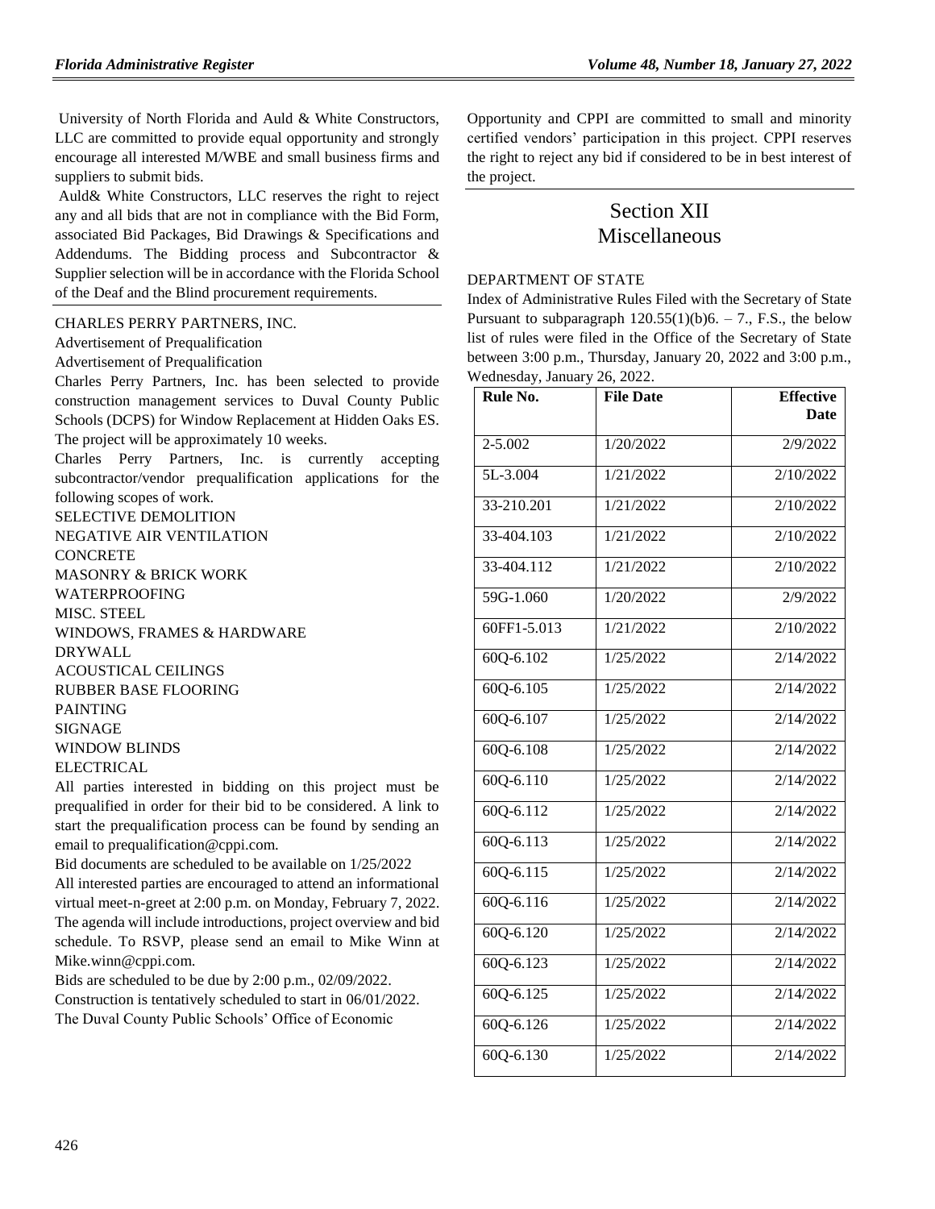University of North Florida and Auld & White Constructors, LLC are committed to provide equal opportunity and strongly encourage all interested M/WBE and small business firms and suppliers to submit bids.

Auld& White Constructors, LLC reserves the right to reject any and all bids that are not in compliance with the Bid Form, associated Bid Packages, Bid Drawings & Specifications and Addendums. The Bidding process and Subcontractor & Supplier selection will be in accordance with the Florida School of the Deaf and the Blind procurement requirements.

CHARLES PERRY PARTNERS, INC.

Advertisement of Prequalification

Advertisement of Prequalification

Charles Perry Partners, Inc. has been selected to provide construction management services to Duval County Public Schools (DCPS) for Window Replacement at Hidden Oaks ES. The project will be approximately 10 weeks.

Charles Perry Partners, Inc. is currently accepting subcontractor/vendor prequalification applications for the following scopes of work.

SELECTIVE DEMOLITION
NEGATIVE AIR VENTILATION
CONCRETE
MASONRY & BRICK WORK
WATERPROOFING
MISC. STEEL
WINDOWS, FRAMES & HARDWARE
DRYWALL
ACOUSTICAL CEILINGS
RUBBER BASE FLOORING
PAINTING
SIGNAGE
WINDOW BLINDS
ELECTRICAL

All parties interested in bidding on this project must be prequalified in order for their bid to be considered. A link to start the prequalification process can be found by sending an email to prequalification@cppi.com.

Bid documents are scheduled to be available on 1/25/2022

All interested parties are encouraged to attend an informational virtual meet-n-greet at 2:00 p.m. on Monday, February 7, 2022. The agenda will include introductions, project overview and bid schedule. To RSVP, please send an email to Mike Winn at Mike.winn@cppi.com.

Bids are scheduled to be due by 2:00 p.m., 02/09/2022.

Construction is tentatively scheduled to start in 06/01/2022.

The Duval County Public Schools' Office of Economic Opportunity and CPPI are committed to small and minority certified vendors' participation in this project. CPPI reserves the right to reject any bid if considered to be in best interest of the project.

# Section XII
# Miscellaneous

DEPARTMENT OF STATE

Index of Administrative Rules Filed with the Secretary of State Pursuant to subparagraph 120.55(1)(b)6. – 7., F.S., the below list of rules were filed in the Office of the Secretary of State between 3:00 p.m., Thursday, January 20, 2022 and 3:00 p.m., Wednesday, January 26, 2022.

| Rule No. | File Date | Effective Date |
|---|---|---|
| 2-5.002 | 1/20/2022 | 2/9/2022 |
| 5L-3.004 | 1/21/2022 | 2/10/2022 |
| 33-210.201 | 1/21/2022 | 2/10/2022 |
| 33-404.103 | 1/21/2022 | 2/10/2022 |
| 33-404.112 | 1/21/2022 | 2/10/2022 |
| 59G-1.060 | 1/20/2022 | 2/9/2022 |
| 60FF1-5.013 | 1/21/2022 | 2/10/2022 |
| 60Q-6.102 | 1/25/2022 | 2/14/2022 |
| 60Q-6.105 | 1/25/2022 | 2/14/2022 |
| 60Q-6.107 | 1/25/2022 | 2/14/2022 |
| 60Q-6.108 | 1/25/2022 | 2/14/2022 |
| 60Q-6.110 | 1/25/2022 | 2/14/2022 |
| 60Q-6.112 | 1/25/2022 | 2/14/2022 |
| 60Q-6.113 | 1/25/2022 | 2/14/2022 |
| 60Q-6.115 | 1/25/2022 | 2/14/2022 |
| 60Q-6.116 | 1/25/2022 | 2/14/2022 |
| 60Q-6.120 | 1/25/2022 | 2/14/2022 |
| 60Q-6.123 | 1/25/2022 | 2/14/2022 |
| 60Q-6.125 | 1/25/2022 | 2/14/2022 |
| 60Q-6.126 | 1/25/2022 | 2/14/2022 |
| 60Q-6.130 | 1/25/2022 | 2/14/2022 |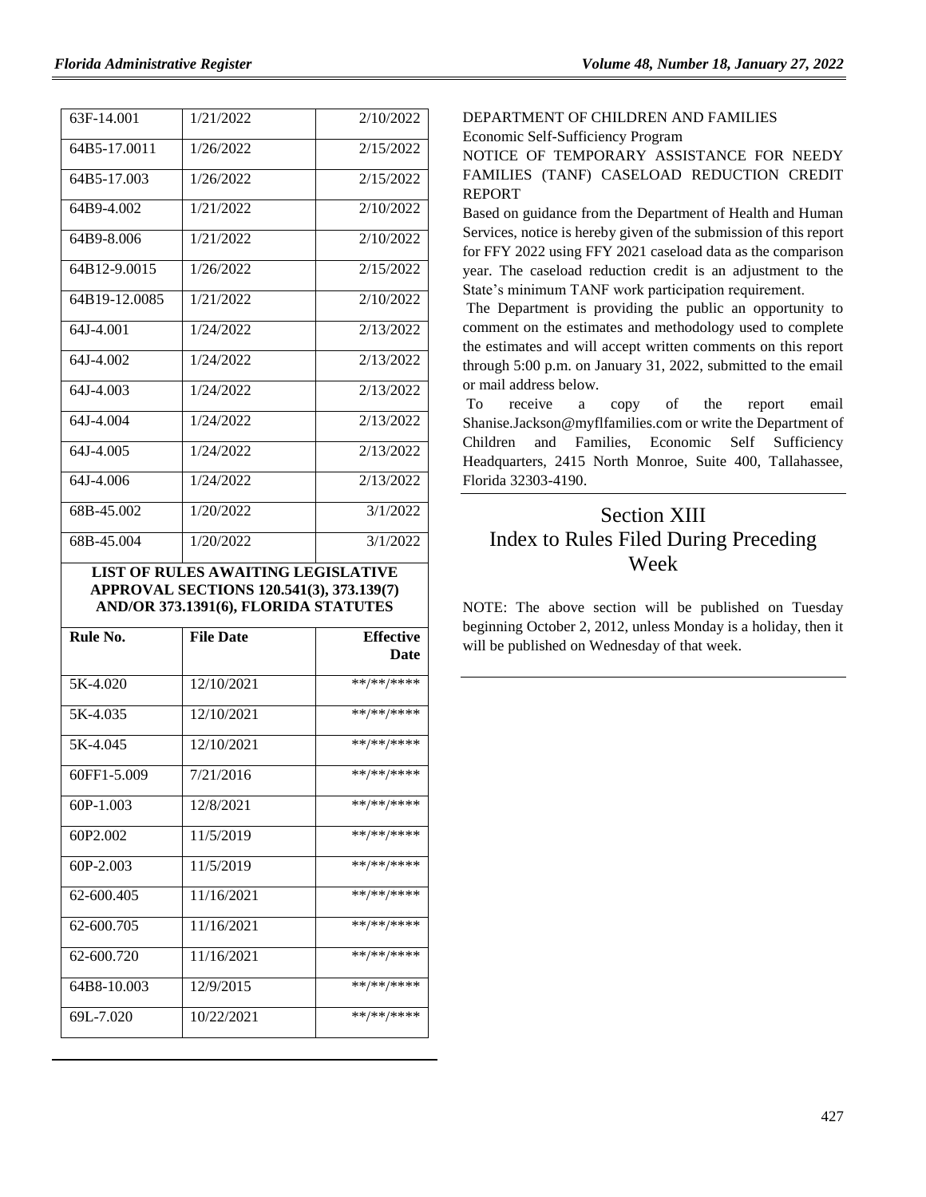| | | |
|---|---|---|
| 63F-14.001 | 1/21/2022 | 2/10/2022 |
| 64B5-17.0011 | 1/26/2022 | 2/15/2022 |
| 64B5-17.003 | 1/26/2022 | 2/15/2022 |
| 64B9-4.002 | 1/21/2022 | 2/10/2022 |
| 64B9-8.006 | 1/21/2022 | 2/10/2022 |
| 64B12-9.0015 | 1/26/2022 | 2/15/2022 |
| 64B19-12.0085 | 1/21/2022 | 2/10/2022 |
| 64J-4.001 | 1/24/2022 | 2/13/2022 |
| 64J-4.002 | 1/24/2022 | 2/13/2022 |
| 64J-4.003 | 1/24/2022 | 2/13/2022 |
| 64J-4.004 | 1/24/2022 | 2/13/2022 |
| 64J-4.005 | 1/24/2022 | 2/13/2022 |
| 64J-4.006 | 1/24/2022 | 2/13/2022 |
| 68B-45.002 | 1/20/2022 | 3/1/2022 |
| 68B-45.004 | 1/20/2022 | 3/1/2022 |

**LIST OF RULES AWAITING LEGISLATIVE APPROVAL SECTIONS 120.541(3), 373.139(7) AND/OR 373.1391(6), FLORIDA STATUTES**

| Rule No. | File Date | Effective Date |
|---|---|---|
| 5K-4.020 | 12/10/2021 | **/**/**** |
| 5K-4.035 | 12/10/2021 | **/**/**** |
| 5K-4.045 | 12/10/2021 | **/**/**** |
| 60FF1-5.009 | 7/21/2016 | **/**/**** |
| 60P-1.003 | 12/8/2021 | **/**/**** |
| 60P2.002 | 11/5/2019 | **/**/**** |
| 60P-2.003 | 11/5/2019 | **/**/**** |
| 62-600.405 | 11/16/2021 | **/**/**** |
| 62-600.705 | 11/16/2021 | **/**/**** |
| 62-600.720 | 11/16/2021 | **/**/**** |
| 64B8-10.003 | 12/9/2015 | **/**/**** |
| 69L-7.020 | 10/22/2021 | **/**/**** |

DEPARTMENT OF CHILDREN AND FAMILIES

Economic Self-Sufficiency Program

NOTICE OF TEMPORARY ASSISTANCE FOR NEEDY FAMILIES (TANF) CASELOAD REDUCTION CREDIT REPORT

Based on guidance from the Department of Health and Human Services, notice is hereby given of the submission of this report for FFY 2022 using FFY 2021 caseload data as the comparison year. The caseload reduction credit is an adjustment to the State's minimum TANF work participation requirement.

The Department is providing the public an opportunity to comment on the estimates and methodology used to complete the estimates and will accept written comments on this report through 5:00 p.m. on January 31, 2022, submitted to the email or mail address below.

To receive a copy of the report email Shanise.Jackson@myflfamilies.com or write the Department of Children and Families, Economic Self Sufficiency Headquarters, 2415 North Monroe, Suite 400, Tallahassee, Florida 32303-4190.

# Section XIII
# Index to Rules Filed During Preceding Week

NOTE: The above section will be published on Tuesday beginning October 2, 2012, unless Monday is a holiday, then it will be published on Wednesday of that week.